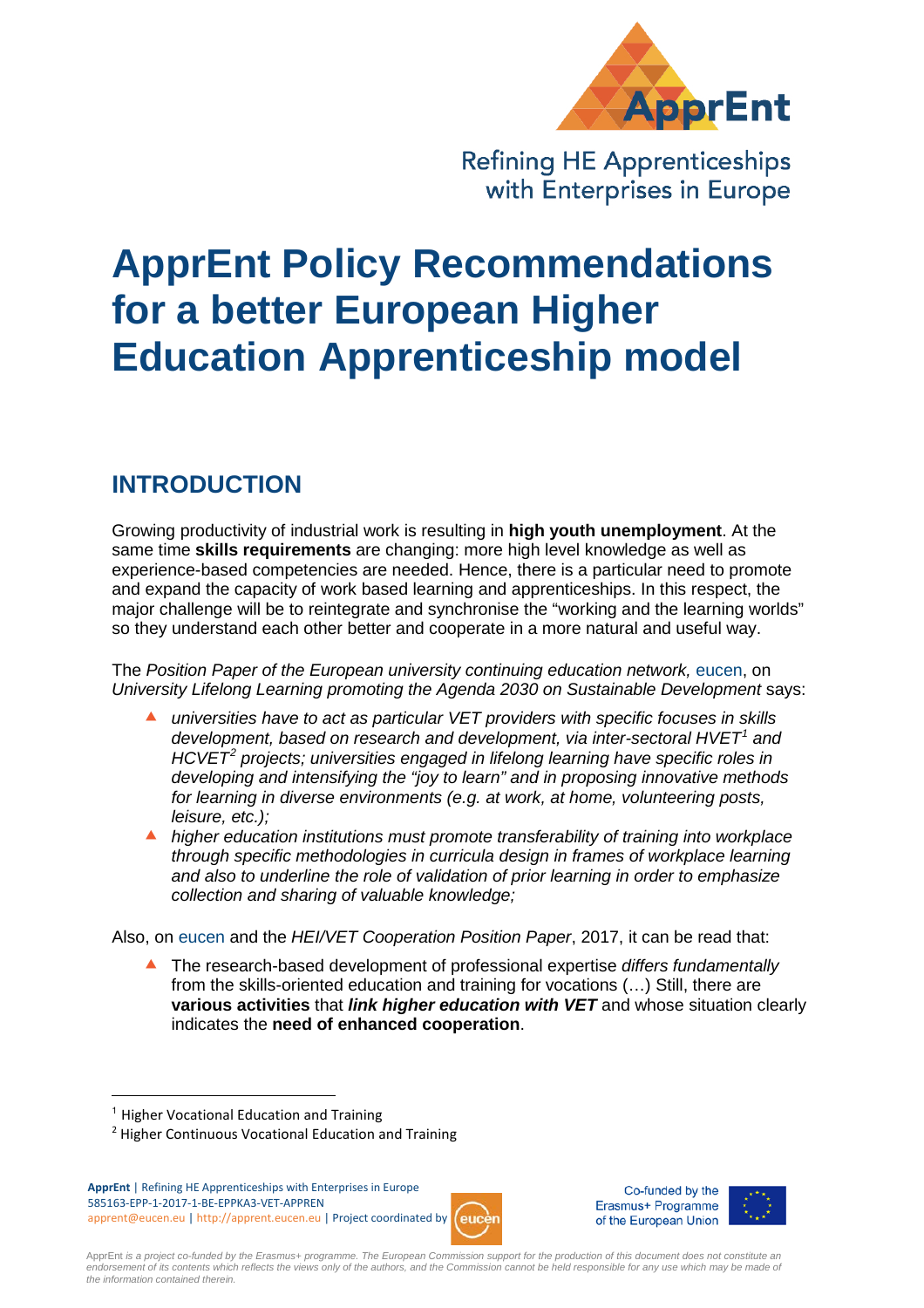# ApprEnt Policy Recommendations for a better European Higher Education Apprenticeship model

## INTRODUCTION

Growing productivity of industrial work is resulting in **high youth unemployment**. At the same time **skills requirements** are changing: more high level knowledge as well as experience-based competencies are needed. Hence, there is a particular need to promote and expand the capacity of work based learning and apprenticeships. In this respect, the major challenge will be to reintegrate and synchronise the "working and the learning worlds" so they understand each other better and cooperate in a more natural and useful way.

The *Position Paper of the European university continuing education network,* eucen, on *University Lifelong Learning promoting the Agenda 2030 on Sustainable Development* says:

- *universities have to act as particular VET providers with specific focuses in skills development, based on research and development, via inter-sectoral HVET*[1] *and HCVET*[2] *projects; universities engaged in lifelong learning have specific roles in developing and intensifying the "joy to learn" and in proposing innovative methods for learning in diverse environments (e.g. at work, at home, volunteering posts, leisure, etc.);*
- *higher education institutions must promote transferability of training into workplace through specific methodologies in curricula design in frames of workplace learning and also to underline the role of validation of prior learning in order to emphasize collection and sharing of valuable knowledge;*

Also, on eucen and the *HEI/VET Cooperation Position Paper*, 2017, it can be read that:

- The research-based development of professional expertise *differs fundamentally* from the skills-oriented education and training for vocations (…) Still, there are **various activities** that ***link higher education with VET*** and whose situation clearly indicates the **need of enhanced cooperation**.

[1] Higher Vocational Education and Training

[2] Higher Continuous Vocational Education and Training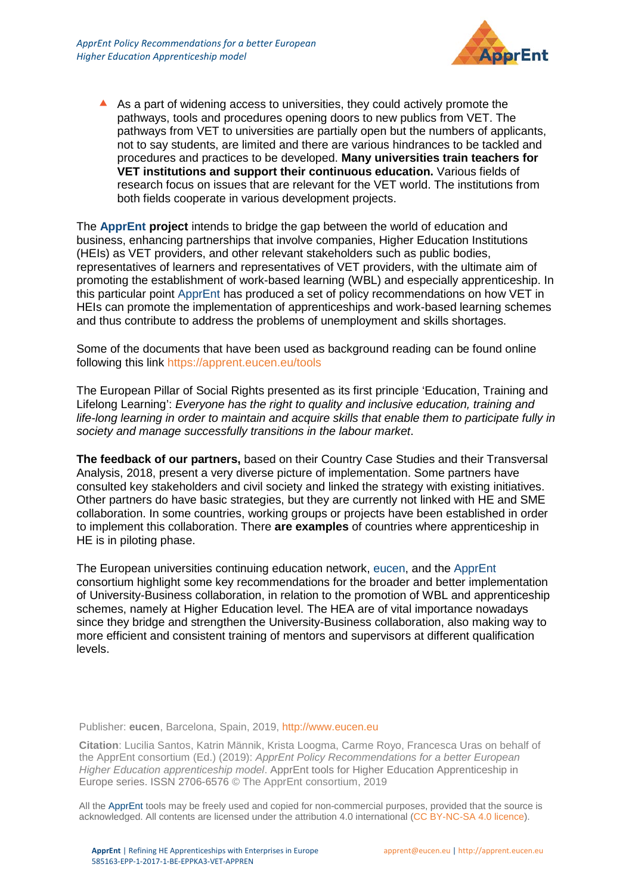- As a part of widening access to universities, they could actively promote the pathways, tools and procedures opening doors to new publics from VET. The pathways from VET to universities are partially open but the numbers of applicants, not to say students, are limited and there are various hindrances to be tackled and procedures and practices to be developed. **Many universities train teachers for VET institutions and support their continuous education.** Various fields of research focus on issues that are relevant for the VET world. The institutions from both fields cooperate in various development projects.

The **ApprEnt project** intends to bridge the gap between the world of education and business, enhancing partnerships that involve companies, Higher Education Institutions (HEIs) as VET providers, and other relevant stakeholders such as public bodies, representatives of learners and representatives of VET providers, with the ultimate aim of promoting the establishment of work-based learning (WBL) and especially apprenticeship. In this particular point ApprEnt has produced a set of policy recommendations on how VET in HEIs can promote the implementation of apprenticeships and work-based learning schemes and thus contribute to address the problems of unemployment and skills shortages.

Some of the documents that have been used as background reading can be found online following this link https://apprent.eucen.eu/tools

The European Pillar of Social Rights presented as its first principle 'Education, Training and Lifelong Learning': *Everyone has the right to quality and inclusive education, training and life-long learning in order to maintain and acquire skills that enable them to participate fully in society and manage successfully transitions in the labour market*.

**The feedback of our partners,** based on their Country Case Studies and their Transversal Analysis, 2018, present a very diverse picture of implementation. Some partners have consulted key stakeholders and civil society and linked the strategy with existing initiatives. Other partners do have basic strategies, but they are currently not linked with HE and SME collaboration. In some countries, working groups or projects have been established in order to implement this collaboration. There **are examples** of countries where apprenticeship in HE is in piloting phase.

The European universities continuing education network, eucen, and the ApprEnt consortium highlight some key recommendations for the broader and better implementation of University-Business collaboration, in relation to the promotion of WBL and apprenticeship schemes, namely at Higher Education level. The HEA are of vital importance nowadays since they bridge and strengthen the University-Business collaboration, also making way to more efficient and consistent training of mentors and supervisors at different qualification levels.

Publisher: **eucen**, Barcelona, Spain, 2019, http://www.eucen.eu

**Citation**: Lucilia Santos, Katrin Männik, Krista Loogma, Carme Royo, Francesca Uras on behalf of the ApprEnt consortium (Ed.) (2019): *ApprEnt Policy Recommendations for a better European Higher Education apprenticeship model*. ApprEnt tools for Higher Education Apprenticeship in Europe series. ISSN 2706-6576 © The ApprEnt consortium, 2019

All the ApprEnt tools may be freely used and copied for non-commercial purposes, provided that the source is acknowledged. All contents are licensed under the attribution 4.0 international (CC BY-NC-SA 4.0 licence).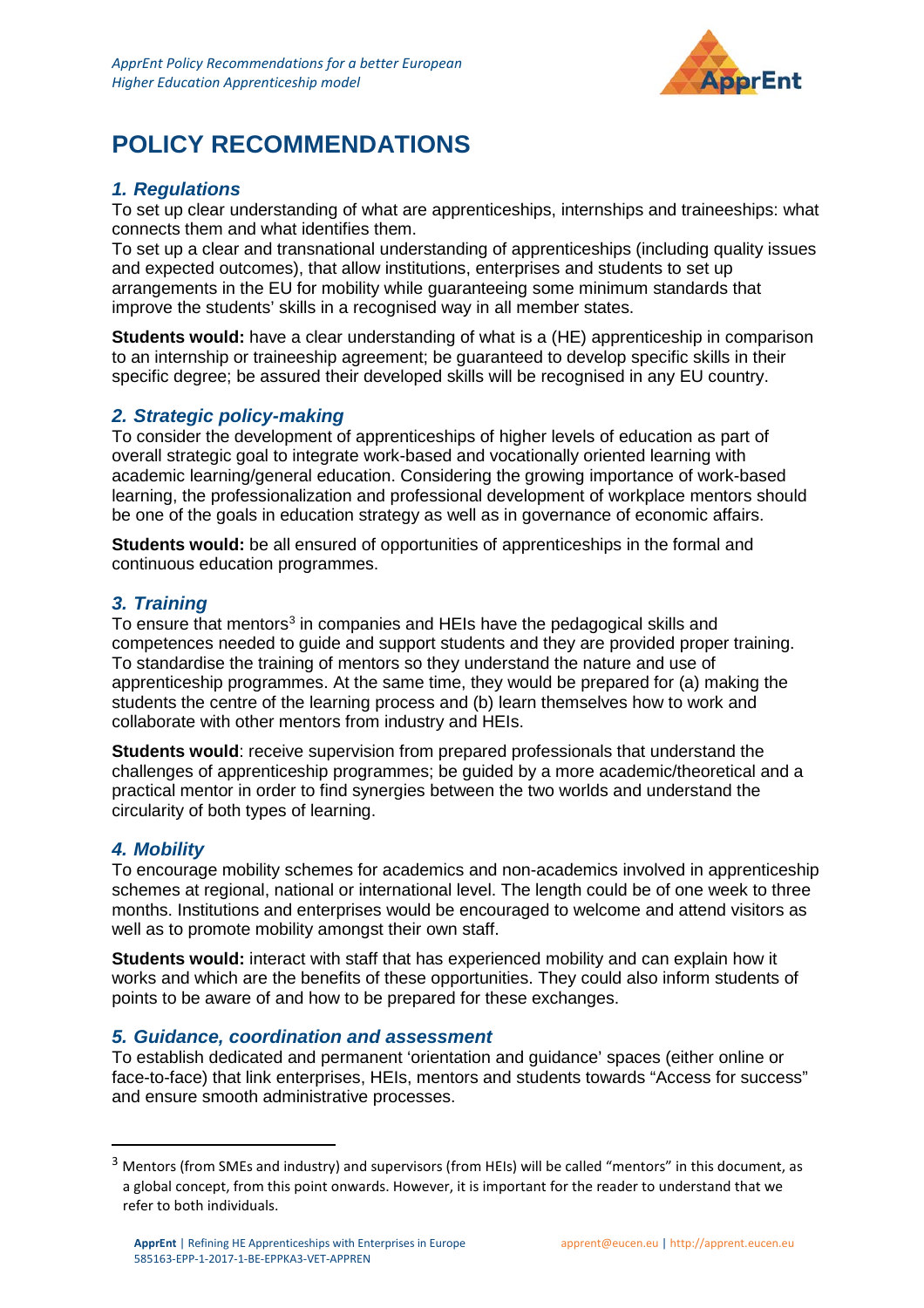# POLICY RECOMMENDATIONS

### *1. Regulations*

To set up clear understanding of what are apprenticeships, internships and traineeships: what connects them and what identifies them.

To set up a clear and transnational understanding of apprenticeships (including quality issues and expected outcomes), that allow institutions, enterprises and students to set up arrangements in the EU for mobility while guaranteeing some minimum standards that improve the students' skills in a recognised way in all member states.

**Students would:** have a clear understanding of what is a (HE) apprenticeship in comparison to an internship or traineeship agreement; be guaranteed to develop specific skills in their specific degree; be assured their developed skills will be recognised in any EU country.

### *2. Strategic policy-making*

To consider the development of apprenticeships of higher levels of education as part of overall strategic goal to integrate work-based and vocationally oriented learning with academic learning/general education. Considering the growing importance of work-based learning, the professionalization and professional development of workplace mentors should be one of the goals in education strategy as well as in governance of economic affairs.

**Students would:** be all ensured of opportunities of apprenticeships in the formal and continuous education programmes.

### *3. Training*

To ensure that mentors[3] in companies and HEIs have the pedagogical skills and competences needed to guide and support students and they are provided proper training. To standardise the training of mentors so they understand the nature and use of apprenticeship programmes. At the same time, they would be prepared for (a) making the students the centre of the learning process and (b) learn themselves how to work and collaborate with other mentors from industry and HEIs.

**Students would**: receive supervision from prepared professionals that understand the challenges of apprenticeship programmes; be guided by a more academic/theoretical and a practical mentor in order to find synergies between the two worlds and understand the circularity of both types of learning.

### *4. Mobility*

To encourage mobility schemes for academics and non-academics involved in apprenticeship schemes at regional, national or international level. The length could be of one week to three months. Institutions and enterprises would be encouraged to welcome and attend visitors as well as to promote mobility amongst their own staff.

**Students would:** interact with staff that has experienced mobility and can explain how it works and which are the benefits of these opportunities. They could also inform students of points to be aware of and how to be prepared for these exchanges.

### *5. Guidance, coordination and assessment*

To establish dedicated and permanent 'orientation and guidance' spaces (either online or face-to-face) that link enterprises, HEIs, mentors and students towards "Access for success" and ensure smooth administrative processes.

---

[3] Mentors (from SMEs and industry) and supervisors (from HEIs) will be called "mentors" in this document, as a global concept, from this point onwards. However, it is important for the reader to understand that we refer to both individuals.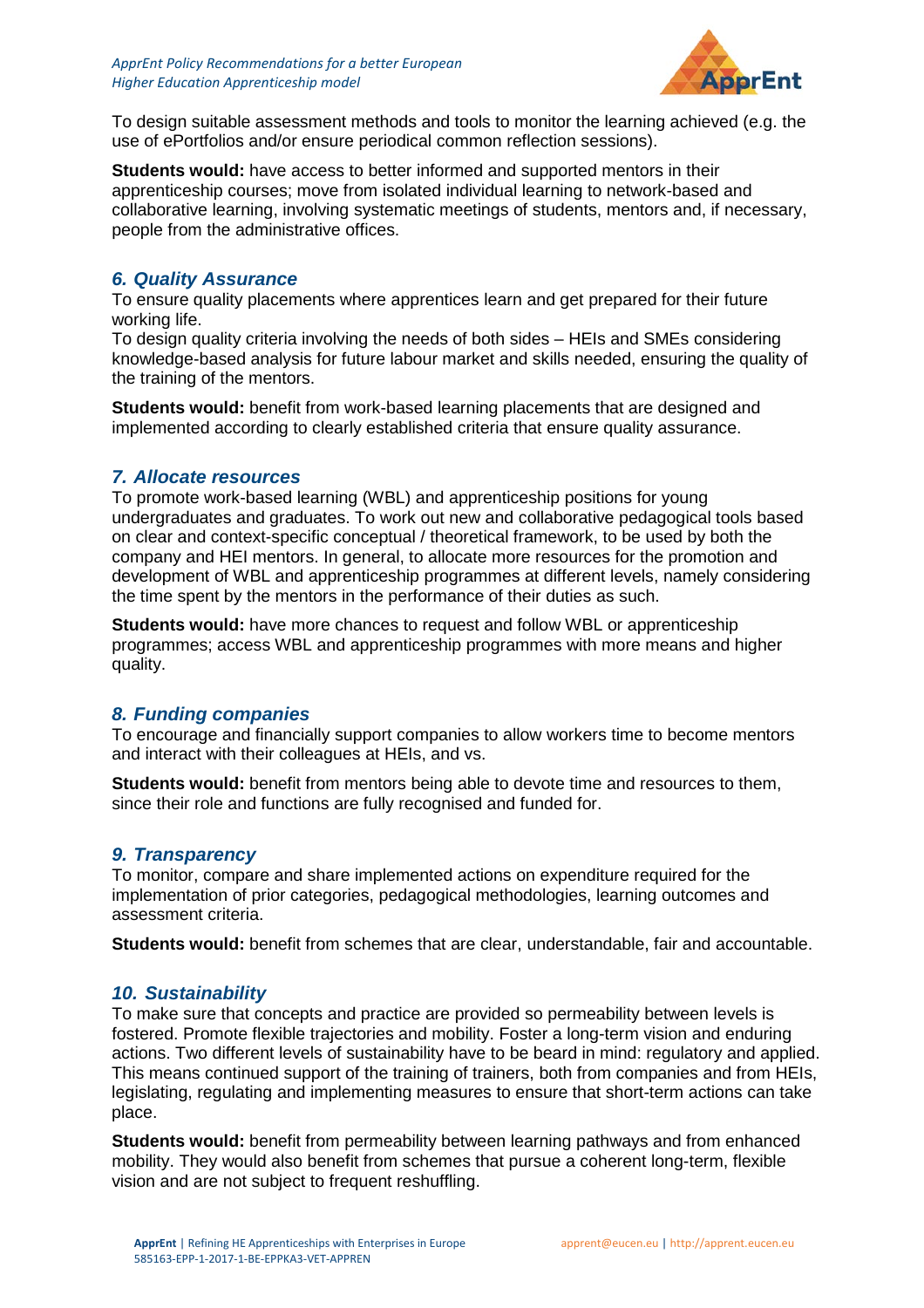To design suitable assessment methods and tools to monitor the learning achieved (e.g. the use of ePortfolios and/or ensure periodical common reflection sessions).

**Students would:** have access to better informed and supported mentors in their apprenticeship courses; move from isolated individual learning to network-based and collaborative learning, involving systematic meetings of students, mentors and, if necessary, people from the administrative offices.

### *6. Quality Assurance*

To ensure quality placements where apprentices learn and get prepared for their future working life.
To design quality criteria involving the needs of both sides – HEIs and SMEs considering knowledge-based analysis for future labour market and skills needed, ensuring the quality of the training of the mentors.

**Students would:** benefit from work-based learning placements that are designed and implemented according to clearly established criteria that ensure quality assurance.

### *7. Allocate resources*

To promote work-based learning (WBL) and apprenticeship positions for young undergraduates and graduates. To work out new and collaborative pedagogical tools based on clear and context-specific conceptual / theoretical framework, to be used by both the company and HEI mentors. In general, to allocate more resources for the promotion and development of WBL and apprenticeship programmes at different levels, namely considering the time spent by the mentors in the performance of their duties as such.

**Students would:** have more chances to request and follow WBL or apprenticeship programmes; access WBL and apprenticeship programmes with more means and higher quality.

### *8. Funding companies*

To encourage and financially support companies to allow workers time to become mentors and interact with their colleagues at HEIs, and vs.

**Students would:** benefit from mentors being able to devote time and resources to them, since their role and functions are fully recognised and funded for.

### *9. Transparency*

To monitor, compare and share implemented actions on expenditure required for the implementation of prior categories, pedagogical methodologies, learning outcomes and assessment criteria.

**Students would:** benefit from schemes that are clear, understandable, fair and accountable.

### *10. Sustainability*

To make sure that concepts and practice are provided so permeability between levels is fostered. Promote flexible trajectories and mobility. Foster a long-term vision and enduring actions. Two different levels of sustainability have to be beard in mind: regulatory and applied. This means continued support of the training of trainers, both from companies and from HEIs, legislating, regulating and implementing measures to ensure that short-term actions can take place.

**Students would:** benefit from permeability between learning pathways and from enhanced mobility. They would also benefit from schemes that pursue a coherent long-term, flexible vision and are not subject to frequent reshuffling.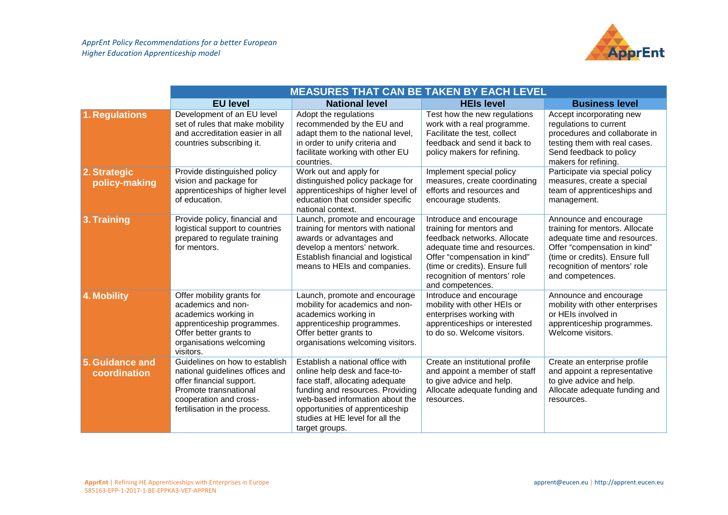| | MEASURES THAT CAN BE TAKEN BY EACH LEVEL | | | |
|---|---|---|---|---|
| | **EU level** | **National level** | **HEIs level** | **Business level** |
| **1. Regulations** | Development of an EU level set of rules that make mobility and accreditation easier in all countries subscribing it. | Adopt the regulations recommended by the EU and adapt them to the national level, in order to unify criteria and facilitate working with other EU countries. | Test how the new regulations work with a real programme. Facilitate the test, collect feedback and send it back to policy makers for refining. | Accept incorporating new regulations to current procedures and collaborate in testing them with real cases. Send feedback to policy makers for refining. |
| **2. Strategic policy-making** | Provide distinguished policy vision and package for apprenticeships of higher level of education. | Work out and apply for distinguished policy package for apprenticeships of higher level of education that consider specific national context. | Implement special policy measures, create coordinating efforts and resources and encourage students. | Participate via special policy measures, create a special team of apprenticeships and management. |
| **3. Training** | Provide policy, financial and logistical support to countries prepared to regulate training for mentors. | Launch, promote and encourage training for mentors with national awards or advantages and develop a mentors' network. Establish financial and logistical means to HEIs and companies. | Introduce and encourage training for mentors and feedback networks. Allocate adequate time and resources. Offer "compensation in kind" (time or credits). Ensure full recognition of mentors' role and competences. | Announce and encourage training for mentors. Allocate adequate time and resources. Offer "compensation in kind" (time or credits). Ensure full recognition of mentors' role and competences. |
| **4. Mobility** | Offer mobility grants for academics and non-academics working in apprenticeship programmes. Offer better grants to organisations welcoming visitors. | Launch, promote and encourage mobility for academics and non-academics working in apprenticeship programmes. Offer better grants to organisations welcoming visitors. | Introduce and encourage mobility with other HEIs or enterprises working with apprenticeships or interested to do so. Welcome visitors. | Announce and encourage mobility with other enterprises or HEIs involved in apprenticeship programmes. Welcome visitors. |
| **5. Guidance and coordination** | Guidelines on how to establish national guidelines offices and offer financial support. Promote transnational cooperation and cross-fertilisation in the process. | Establish a national office with online help desk and face-to-face staff, allocating adequate funding and resources. Providing web-based information about the opportunities of apprenticeship studies at HE level for all the target groups. | Create an institutional profile and appoint a member of staff to give advice and help. Allocate adequate funding and resources. | Create an enterprise profile and appoint a representative to give advice and help. Allocate adequate funding and resources. |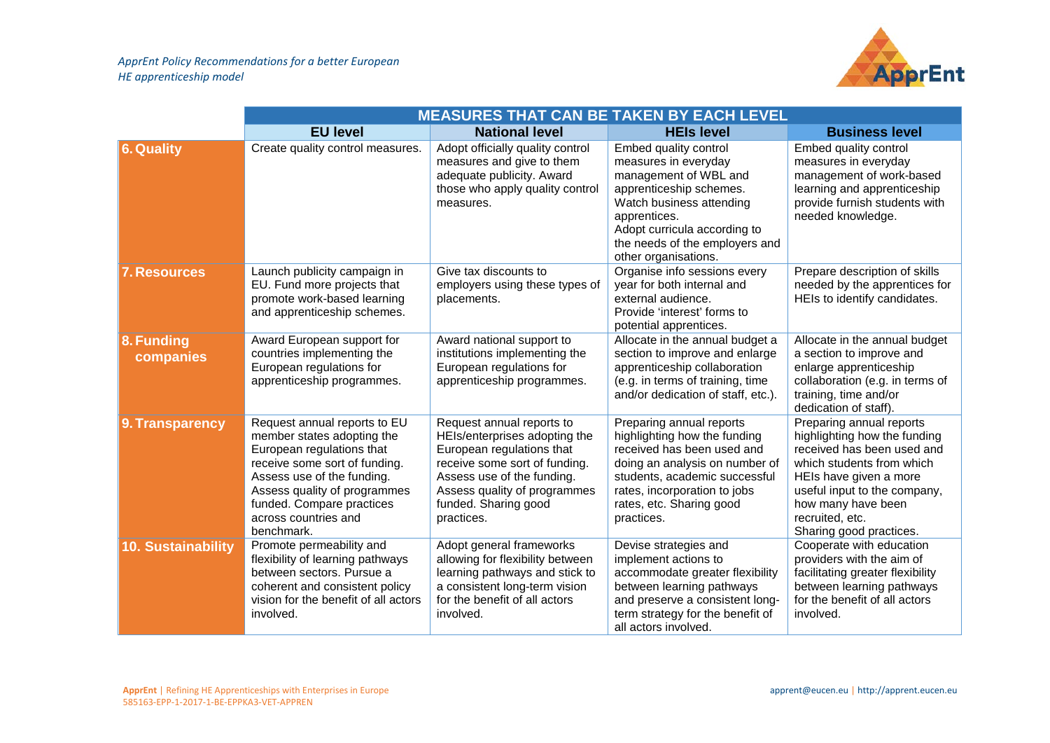| | MEASURES THAT CAN BE TAKEN BY EACH LEVEL | | | |
|---|---|---|---|---|
| | **EU level** | **National level** | **HEIs level** | **Business level** |
| **6. Quality** | Create quality control measures. | Adopt officially quality control measures and give to them adequate publicity. Award those who apply quality control measures. | Embed quality control measures in everyday management of WBL and apprenticeship schemes. Watch business attending apprentices. Adopt curricula according to the needs of the employers and other organisations. | Embed quality control measures in everyday management of work-based learning and apprenticeship provide furnish students with needed knowledge. |
| **7. Resources** | Launch publicity campaign in EU. Fund more projects that promote work-based learning and apprenticeship schemes. | Give tax discounts to employers using these types of placements. | Organise info sessions every year for both internal and external audience. Provide 'interest' forms to potential apprentices. | Prepare description of skills needed by the apprentices for HEIs to identify candidates. |
| **8. Funding companies** | Award European support for countries implementing the European regulations for apprenticeship programmes. | Award national support to institutions implementing the European regulations for apprenticeship programmes. | Allocate in the annual budget a section to improve and enlarge apprenticeship collaboration (e.g. in terms of training, time and/or dedication of staff, etc.). | Allocate in the annual budget a section to improve and enlarge apprenticeship collaboration (e.g. in terms of training, time and/or dedication of staff). |
| **9. Transparency** | Request annual reports to EU member states adopting the European regulations that receive some sort of funding. Assess use of the funding. Assess quality of programmes funded. Compare practices across countries and benchmark. | Request annual reports to HEIs/enterprises adopting the European regulations that receive some sort of funding. Assess use of the funding. Assess quality of programmes funded. Sharing good practices. | Preparing annual reports highlighting how the funding received has been used and doing an analysis on number of students, academic successful rates, incorporation to jobs rates, etc. Sharing good practices. | Preparing annual reports highlighting how the funding received has been used and which students from which HEIs have given a more useful input to the company, how many have been recruited, etc. Sharing good practices. |
| **10. Sustainability** | Promote permeability and flexibility of learning pathways between sectors. Pursue a coherent and consistent policy vision for the benefit of all actors involved. | Adopt general frameworks allowing for flexibility between learning pathways and stick to a consistent long-term vision for the benefit of all actors involved. | Devise strategies and implement actions to accommodate greater flexibility between learning pathways and preserve a consistent long-term strategy for the benefit of all actors involved. | Cooperate with education providers with the aim of facilitating greater flexibility between learning pathways for the benefit of all actors involved. |